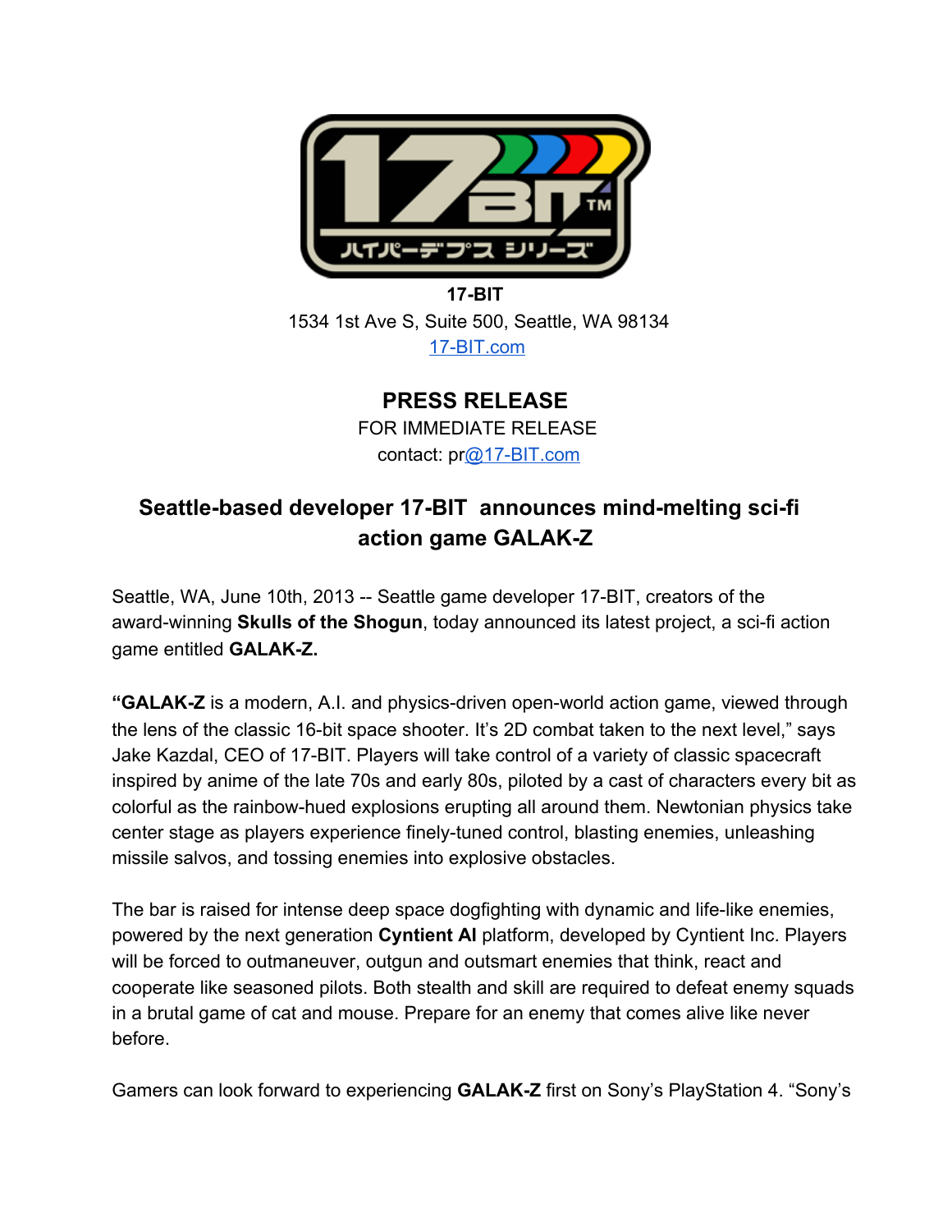**17-BIT**
1534 1st Ave S, Suite 500, Seattle, WA 98134
17-BIT.com

## PRESS RELEASE

FOR IMMEDIATE RELEASE
contact: pr@17-BIT.com

### Seattle-based developer 17-BIT announces mind-melting sci-fi action game GALAK-Z

Seattle, WA, June 10th, 2013 -- Seattle game developer 17-BIT, creators of the award-winning **Skulls of the Shogun**, today announced its latest project, a sci-fi action game entitled **GALAK-Z.**

**"GALAK-Z** is a modern, A.I. and physics-driven open-world action game, viewed through the lens of the classic 16-bit space shooter. It's 2D combat taken to the next level," says Jake Kazdal, CEO of 17-BIT. Players will take control of a variety of classic spacecraft inspired by anime of the late 70s and early 80s, piloted by a cast of characters every bit as colorful as the rainbow-hued explosions erupting all around them. Newtonian physics take center stage as players experience finely-tuned control, blasting enemies, unleashing missile salvos, and tossing enemies into explosive obstacles.

The bar is raised for intense deep space dogfighting with dynamic and life-like enemies, powered by the next generation **Cyntient AI** platform, developed by Cyntient Inc. Players will be forced to outmaneuver, outgun and outsmart enemies that think, react and cooperate like seasoned pilots. Both stealth and skill are required to defeat enemy squads in a brutal game of cat and mouse. Prepare for an enemy that comes alive like never before.

Gamers can look forward to experiencing **GALAK-Z** first on Sony's PlayStation 4. "Sony's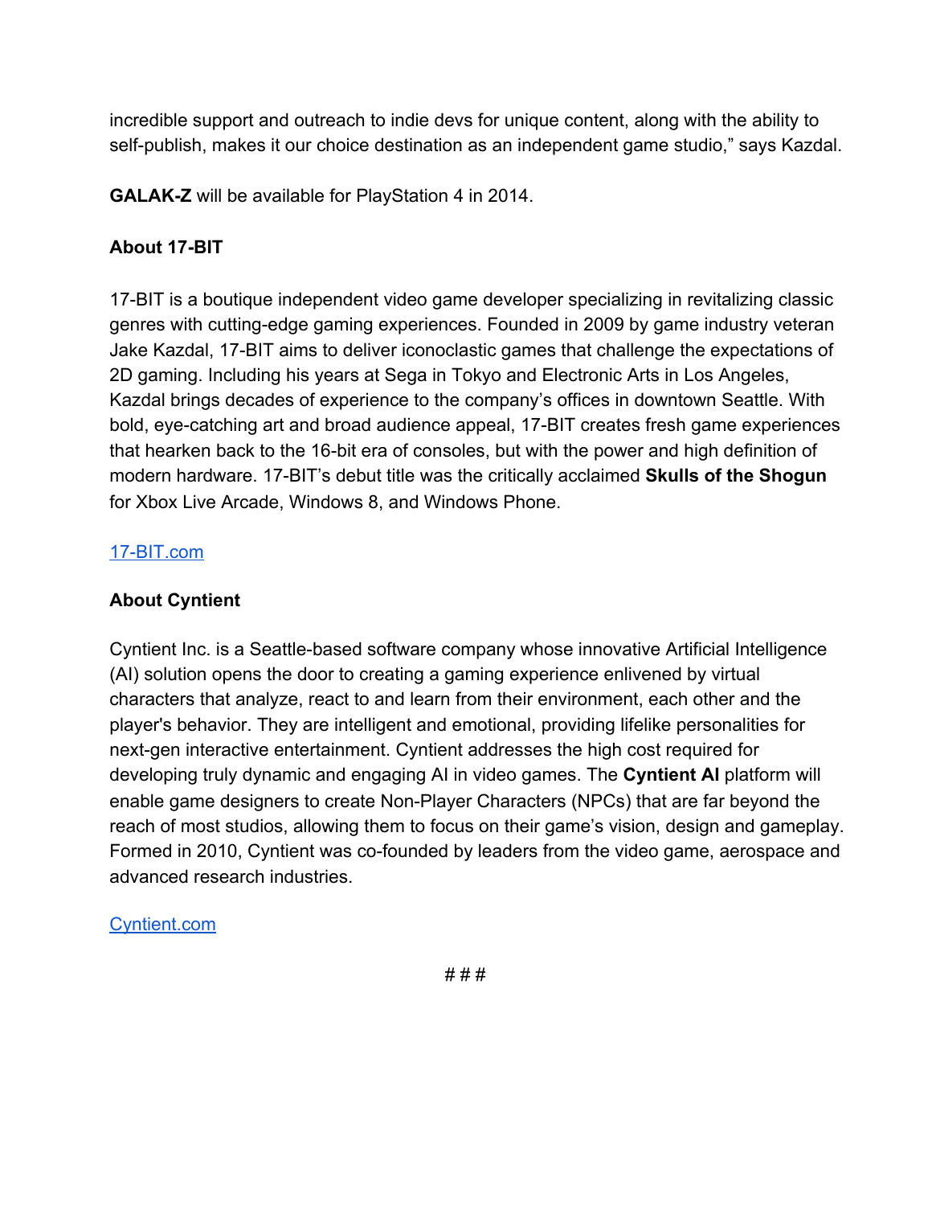incredible support and outreach to indie devs for unique content, along with the ability to self-publish, makes it our choice destination as an independent game studio," says Kazdal.

**GALAK-Z** will be available for PlayStation 4 in 2014.

**About 17-BIT**

17-BIT is a boutique independent video game developer specializing in revitalizing classic genres with cutting-edge gaming experiences. Founded in 2009 by game industry veteran Jake Kazdal, 17-BIT aims to deliver iconoclastic games that challenge the expectations of 2D gaming. Including his years at Sega in Tokyo and Electronic Arts in Los Angeles, Kazdal brings decades of experience to the company's offices in downtown Seattle. With bold, eye-catching art and broad audience appeal, 17-BIT creates fresh game experiences that hearken back to the 16-bit era of consoles, but with the power and high definition of modern hardware. 17-BIT's debut title was the critically acclaimed **Skulls of the Shogun** for Xbox Live Arcade, Windows 8, and Windows Phone.

[17-BIT.com](http://17-BIT.com)

**About Cyntient**

Cyntient Inc. is a Seattle-based software company whose innovative Artificial Intelligence (AI) solution opens the door to creating a gaming experience enlivened by virtual characters that analyze, react to and learn from their environment, each other and the player's behavior. They are intelligent and emotional, providing lifelike personalities for next-gen interactive entertainment. Cyntient addresses the high cost required for developing truly dynamic and engaging AI in video games. The **Cyntient AI** platform will enable game designers to create Non-Player Characters (NPCs) that are far beyond the reach of most studios, allowing them to focus on their game's vision, design and gameplay. Formed in 2010, Cyntient was co-founded by leaders from the video game, aerospace and advanced research industries.

[Cyntient.com](http://Cyntient.com)

# # #